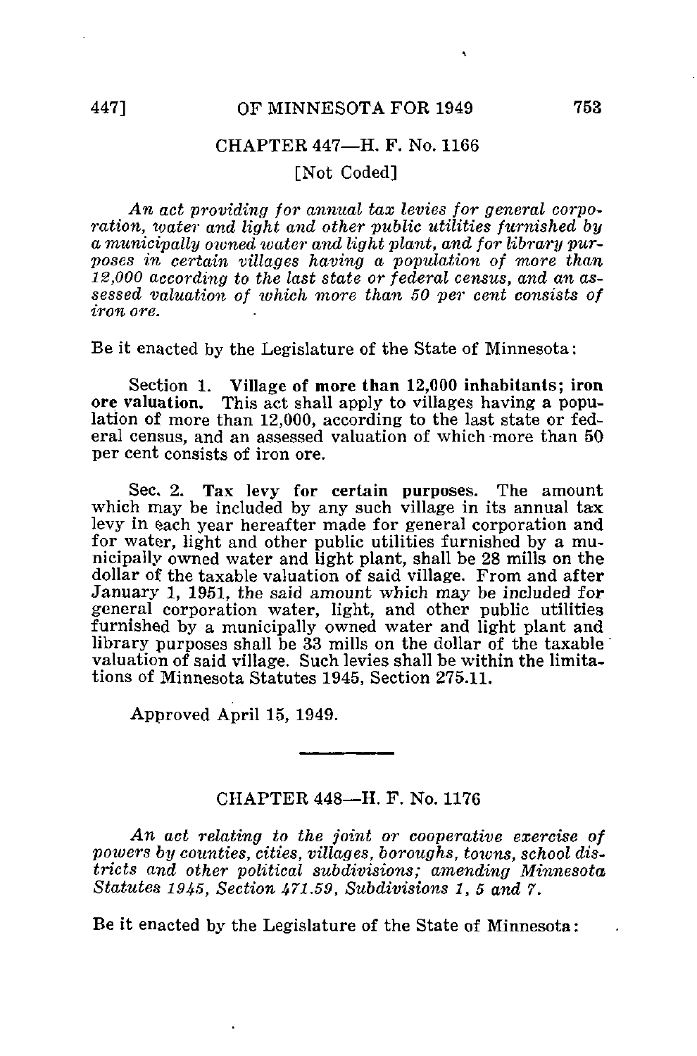## CHAPTER 447—H. F. No. 1166

[Not Coded]

*An act providing for annual tax levies for general corporation, water and light and other public utilities furnished by a municipally owned water and light plant, and for library purposes in certain villages having a population of more than 12,000 according to the last state or federal census, and an assessed valuation of which more than 50 per cent consists of iron ore.*

Be it enacted by the Legislature of the State of Minnesota:

Section 1. **Village of more than 12,000 inhabitants; iron ore valuation.** This act shall apply to villages having a population of more than 12,000, according to the last state or federal census, and an assessed valuation of which more than 50 per cent consists of iron ore.

Sec. 2. **Tax levy for certain purposes.** The amount which may be included by any such village in its annual tax levy in each year hereafter made for general corporation and for water, light and other public utilities furnished by a municipally owned water and light plant, shall be 28 mills on the dollar of the taxable valuation of said village. From and after January 1, 1951, the said amount which may be included for general corporation water, light, and other public utilities furnished by a municipally owned water and light plant and library purposes shall be 33 mills on the dollar of the taxable valuation of said village. Such levies shall be within the limitations of Minnesota Statutes 1945, Section 275.11.

Approved April 15, 1949.

---

## CHAPTER 448—H. F. No. 1176

*An act relating to the joint or cooperative exercise of powers by counties, cities, villages, boroughs, towns, school districts and other political subdivisions; amending Minnesota Statutes 1945, Section 471.59, Subdivisions 1, 5 and 7.*

Be it enacted by the Legislature of the State of Minnesota: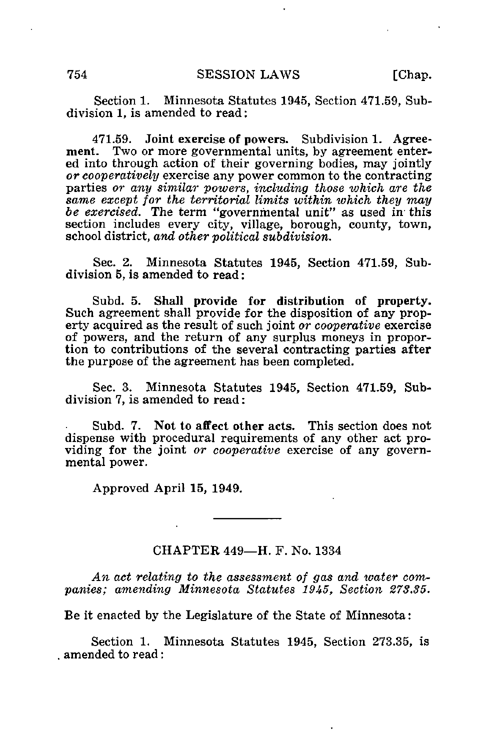Section 1. Minnesota Statutes 1945, Section 471.59, Subdivision 1, is amended to read:

471.59. **Joint exercise of powers.** Subdivision 1. **Agreement.** Two or more governmental units, by agreement entered into through action of their governing bodies, may jointly *or cooperatively* exercise any power common to the contracting parties *or any similar powers, including those which are the same except for the territorial limits within which they may be exercised.* The term "governmental unit" as used in this section includes every city, village, borough, county, town, school district, *and other political subdivision.*

Sec. 2. Minnesota Statutes 1945, Section 471.59, Subdivision 5, is amended to read:

Subd. 5. **Shall provide for distribution of property.** Such agreement shall provide for the disposition of any property acquired as the result of such joint *or cooperative* exercise of powers, and the return of any surplus moneys in proportion to contributions of the several contracting parties after the purpose of the agreement has been completed.

Sec. 3. Minnesota Statutes 1945, Section 471.59, Subdivision 7, is amended to read:

Subd. 7. **Not to affect other acts.** This section does not dispense with procedural requirements of any other act providing for the joint *or cooperative* exercise of any governmental power.

Approved April 15, 1949.

---

## CHAPTER 449—H. F. No. 1334

*An act relating to the assessment of gas and water companies; amending Minnesota Statutes 1945, Section 273.35.*

Be it enacted by the Legislature of the State of Minnesota:

Section 1. Minnesota Statutes 1945, Section 273.35, is amended to read: